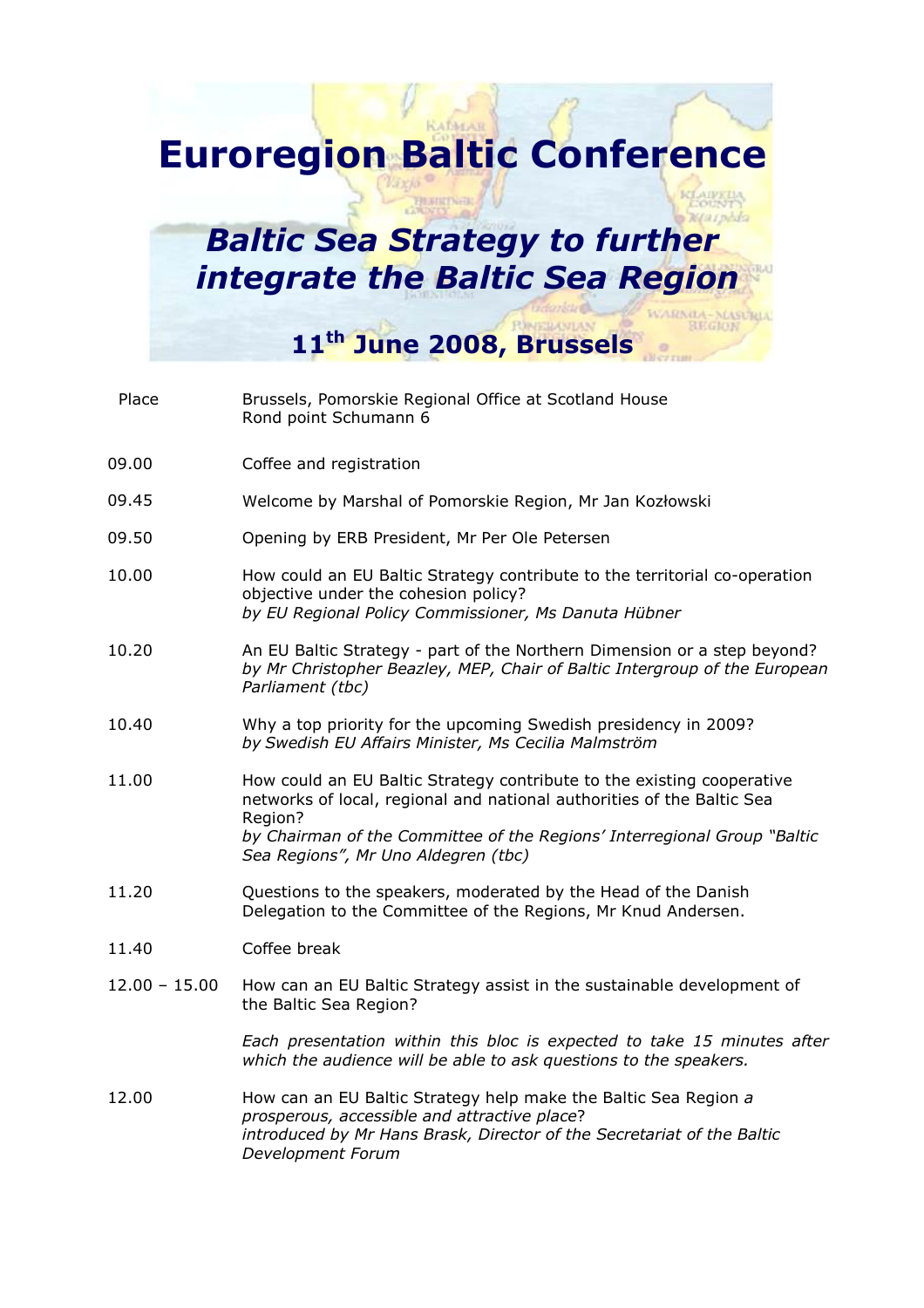# Euroregion Baltic Conference

## *Baltic Sea Strategy to further integrate the Baltic Sea Region*

### 11th June 2008, Brussels

| | |
|---|---|
| Place | Brussels, Pomorskie Regional Office at Scotland House<br>Rond point Schumann 6 |
| 09.00 | Coffee and registration |
| 09.45 | Welcome by Marshal of Pomorskie Region, Mr Jan Kozłowski |
| 09.50 | Opening by ERB President, Mr Per Ole Petersen |
| 10.00 | How could an EU Baltic Strategy contribute to the territorial co-operation objective under the cohesion policy?<br>*by EU Regional Policy Commissioner, Ms Danuta Hübner* |
| 10.20 | An EU Baltic Strategy - part of the Northern Dimension or a step beyond?<br>*by Mr Christopher Beazley, MEP, Chair of Baltic Intergroup of the European Parliament (tbc)* |
| 10.40 | Why a top priority for the upcoming Swedish presidency in 2009?<br>*by Swedish EU Affairs Minister, Ms Cecilia Malmström* |
| 11.00 | How could an EU Baltic Strategy contribute to the existing cooperative networks of local, regional and national authorities of the Baltic Sea Region?<br>*by Chairman of the Committee of the Regions' Interregional Group "Baltic Sea Regions", Mr Uno Aldegren (tbc)* |
| 11.20 | Questions to the speakers, moderated by the Head of the Danish Delegation to the Committee of the Regions, Mr Knud Andersen. |
| 11.40 | Coffee break |
| 12.00 – 15.00 | How can an EU Baltic Strategy assist in the sustainable development of the Baltic Sea Region?<br><br>*Each presentation within this bloc is expected to take 15 minutes after which the audience will be able to ask questions to the speakers.* |
| 12.00 | How can an EU Baltic Strategy help make the Baltic Sea Region *a prosperous, accessible and attractive place*?<br>*introduced by Mr Hans Brask, Director of the Secretariat of the Baltic Development Forum* |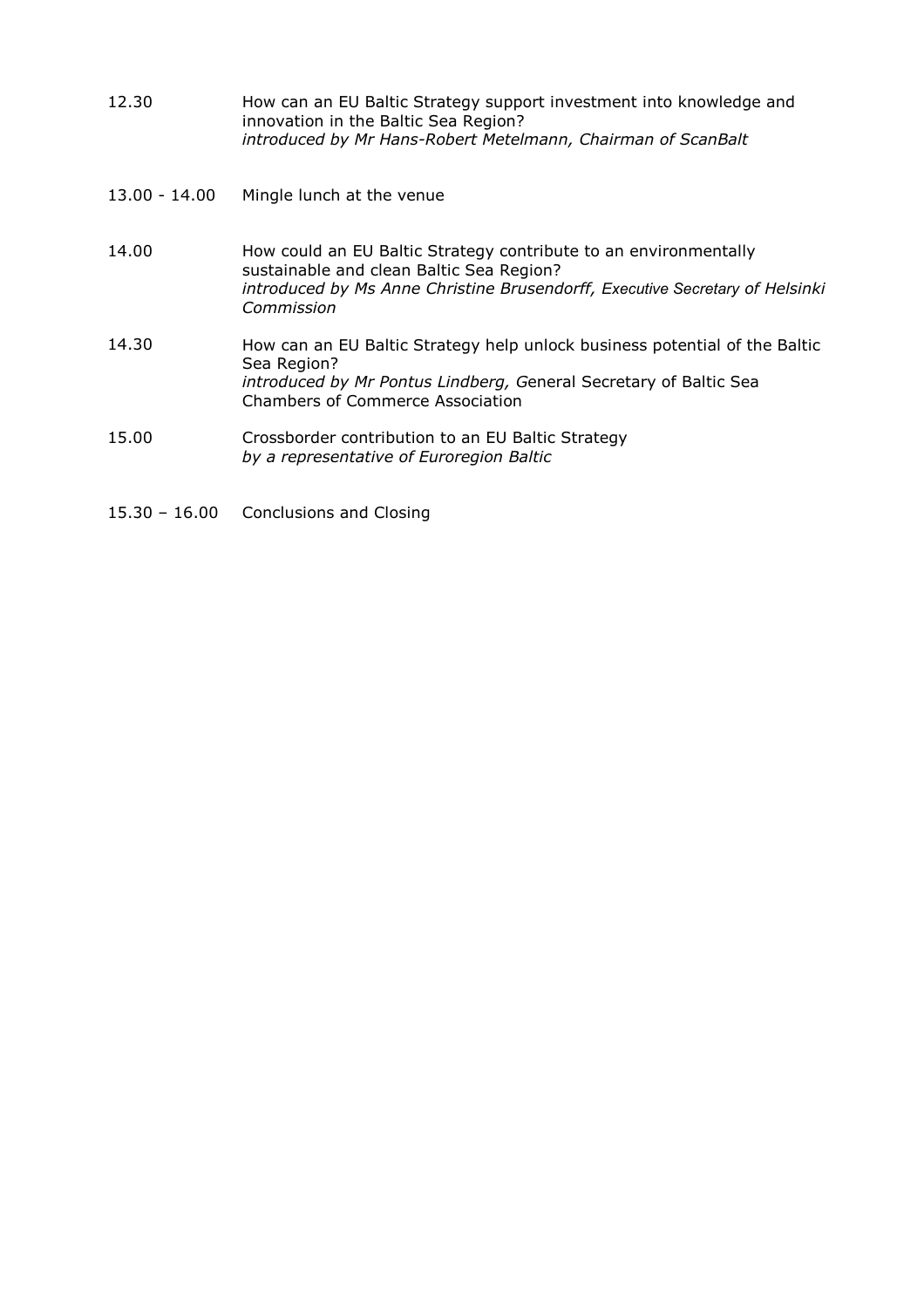| | |
|---|---|
| 12.30 | How can an EU Baltic Strategy support investment into knowledge and innovation in the Baltic Sea Region?<br>*introduced by Mr Hans-Robert Metelmann, Chairman of ScanBalt* |
| 13.00 - 14.00 | Mingle lunch at the venue |
| 14.00 | How could an EU Baltic Strategy contribute to an environmentally sustainable and clean Baltic Sea Region?<br>*introduced by Ms Anne Christine Brusendorff, Executive Secretary of Helsinki Commission* |
| 14.30 | How can an EU Baltic Strategy help unlock business potential of the Baltic Sea Region?<br>*introduced by Mr Pontus Lindberg, G*eneral Secretary of Baltic Sea Chambers of Commerce Association |
| 15.00 | Crossborder contribution to an EU Baltic Strategy<br>*by a representative of Euroregion Baltic* |
| 15.30 – 16.00 | Conclusions and Closing |